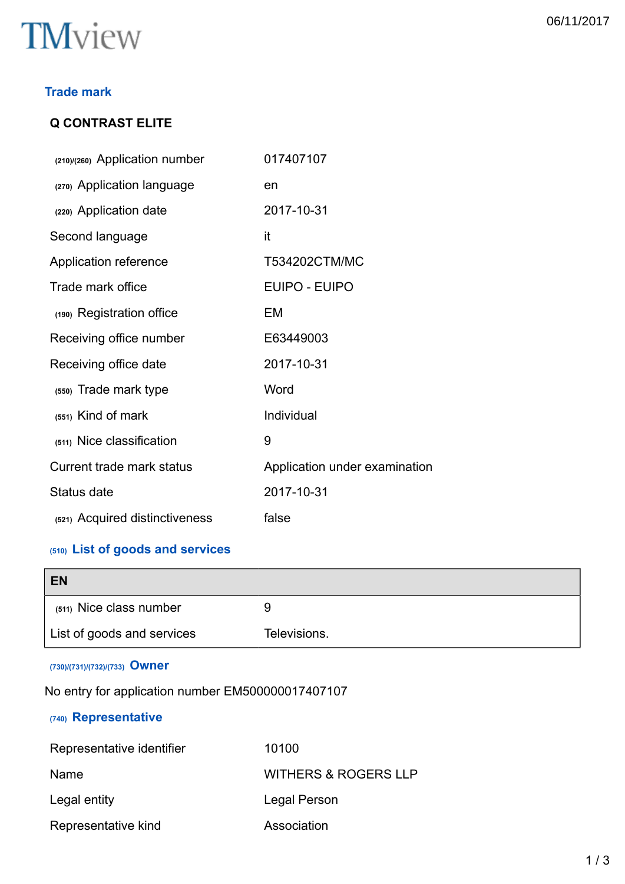TMview

06/11/2017

## Trade mark

### Q CONTRAST ELITE

| | |
|---|---|
| (210)/(260) Application number | 017407107 |
| (270) Application language | en |
| (220) Application date | 2017-10-31 |
| Second language | it |
| Application reference | T534202CTM/MC |
| Trade mark office | EUIPO - EUIPO |
| (190) Registration office | EM |
| Receiving office number | E63449003 |
| Receiving office date | 2017-10-31 |
| (550) Trade mark type | Word |
| (551) Kind of mark | Individual |
| (511) Nice classification | 9 |
| Current trade mark status | Application under examination |
| Status date | 2017-10-31 |
| (521) Acquired distinctiveness | false |

## (510) List of goods and services

| EN | |
|---|---|
| (511) Nice class number | 9 |
| List of goods and services | Televisions. |

## (730)/(731)/(732)/(733) Owner

No entry for application number EM500000017407107

## (740) Representative

| | |
|---|---|
| Representative identifier | 10100 |
| Name | WITHERS & ROGERS LLP |
| Legal entity | Legal Person |
| Representative kind | Association |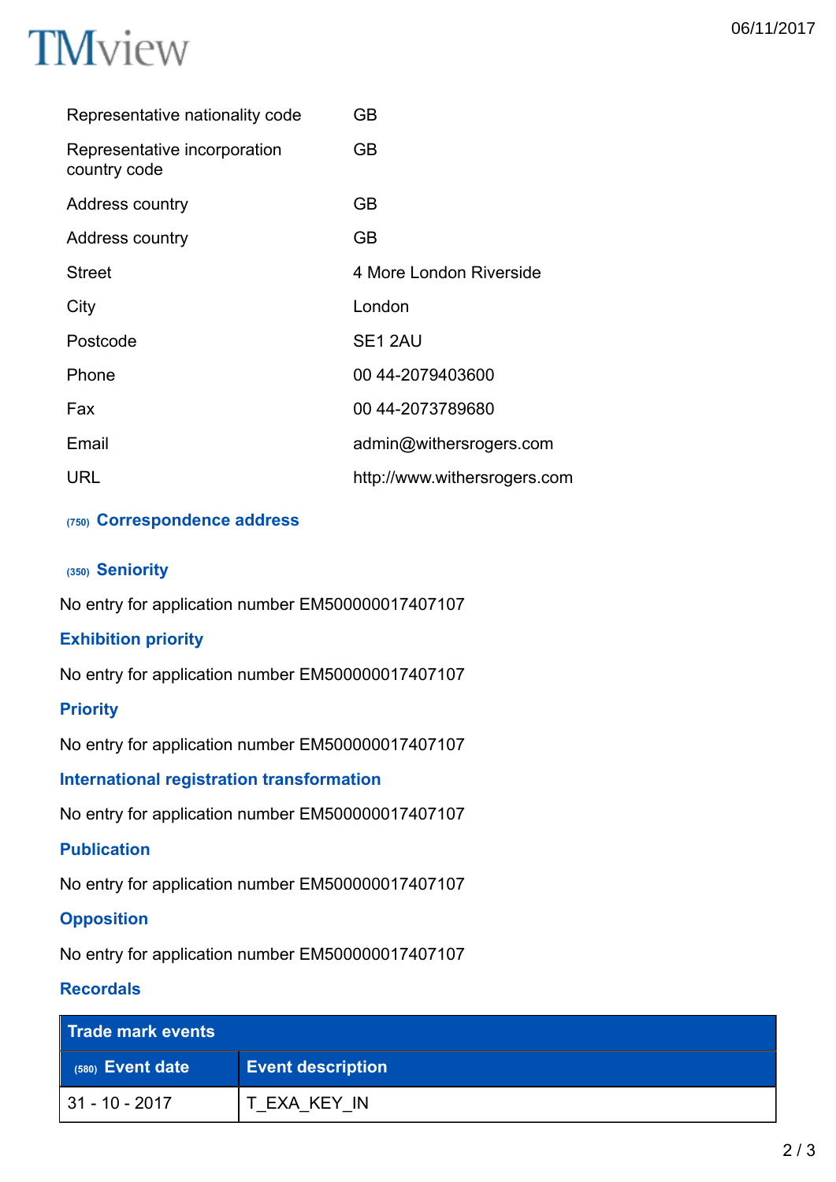| | |
|---|---|
| Representative nationality code | GB |
| Representative incorporation country code | GB |
| Address country | GB |
| Address country | GB |
| Street | 4 More London Riverside |
| City | London |
| Postcode | SE1 2AU |
| Phone | 00 44-2079403600 |
| Fax | 00 44-2073789680 |
| Email | admin@withersrogers.com |
| URL | http://www.withersrogers.com |

## (750) Correspondence address

## (350) Seniority

No entry for application number EM500000017407107

## Exhibition priority

No entry for application number EM500000017407107

## Priority

No entry for application number EM500000017407107

## International registration transformation

No entry for application number EM500000017407107

## Publication

No entry for application number EM500000017407107

## Opposition

No entry for application number EM500000017407107

## Recordals

| Trade mark events | |
|---|---|
| (580) Event date | Event description |
| 31 - 10 - 2017 | T_EXA_KEY_IN |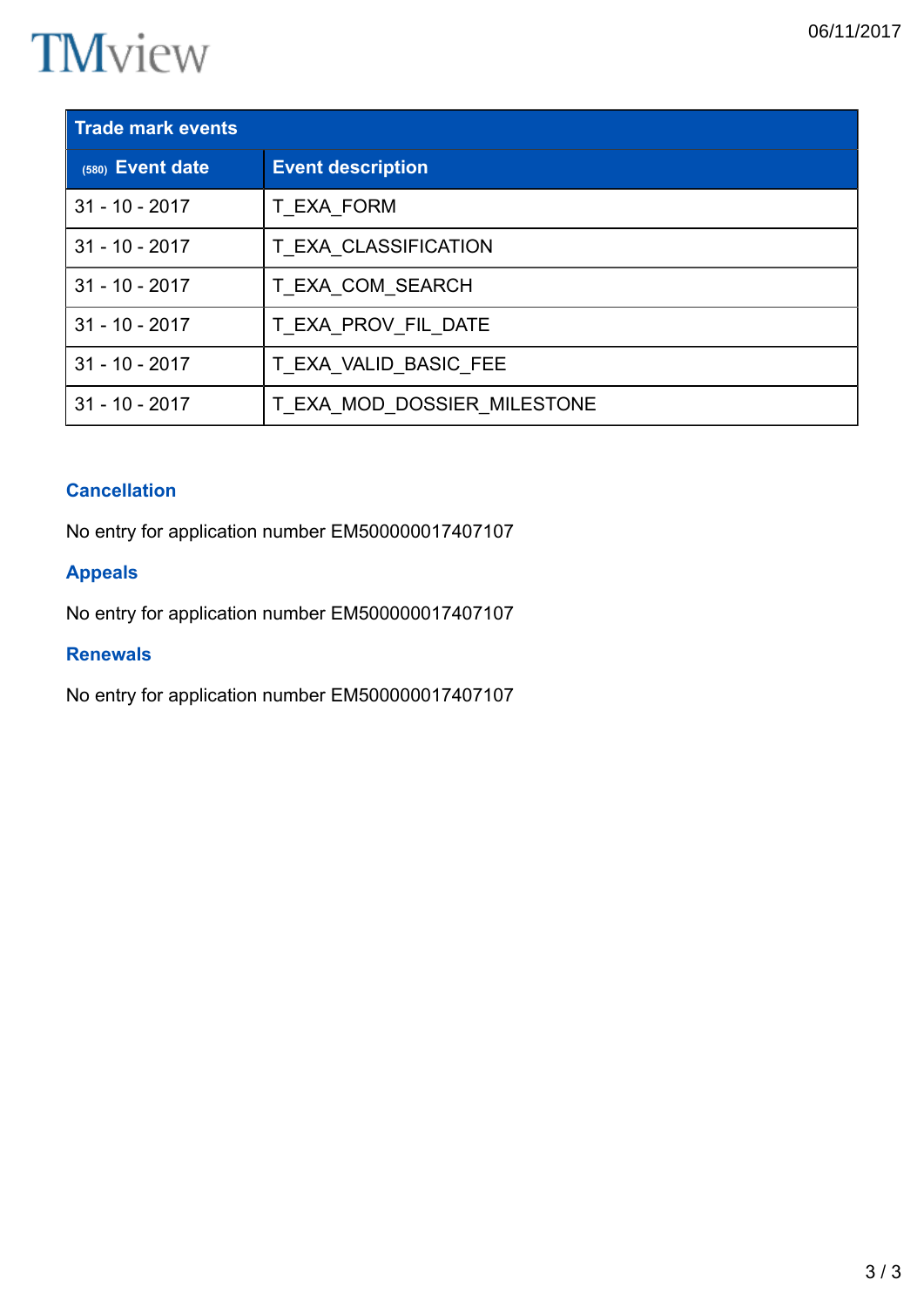| Trade mark events | |
|---|---|
| (580) Event date | Event description |
| 31 - 10 - 2017 | T_EXA_FORM |
| 31 - 10 - 2017 | T_EXA_CLASSIFICATION |
| 31 - 10 - 2017 | T_EXA_COM_SEARCH |
| 31 - 10 - 2017 | T_EXA_PROV_FIL_DATE |
| 31 - 10 - 2017 | T_EXA_VALID_BASIC_FEE |
| 31 - 10 - 2017 | T_EXA_MOD_DOSSIER_MILESTONE |

### Cancellation

No entry for application number EM500000017407107

### Appeals

No entry for application number EM500000017407107

### Renewals

No entry for application number EM500000017407107